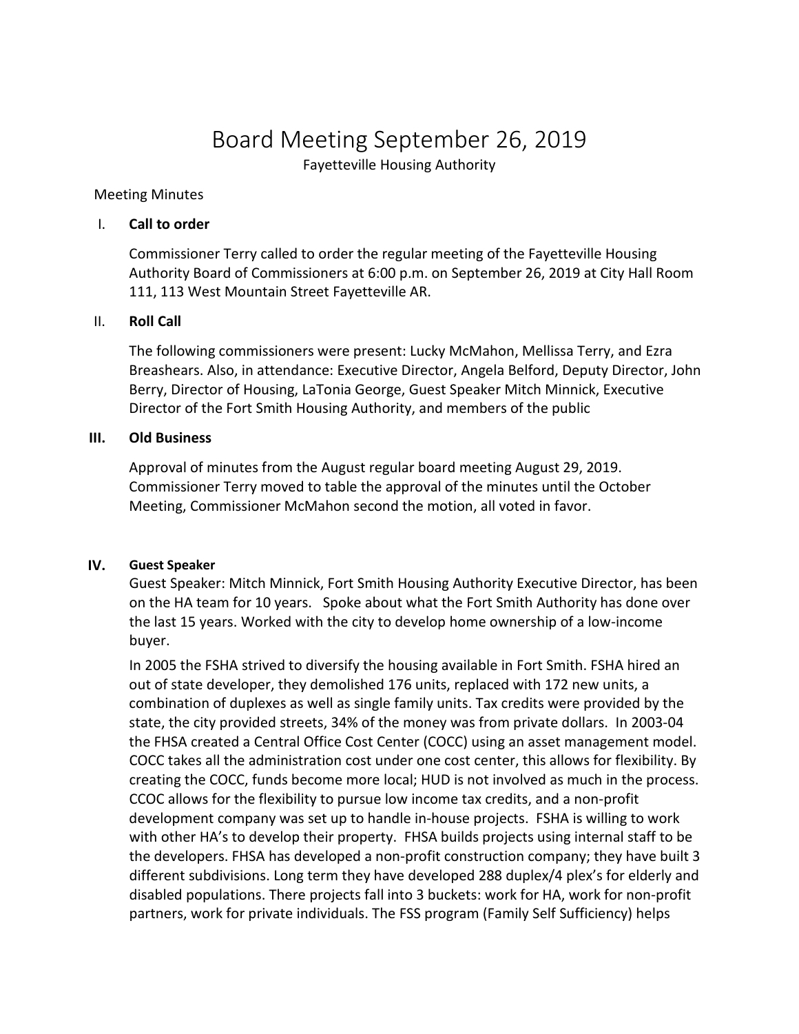# Board Meeting September 26, 2019

Fayetteville Housing Authority

Meeting Minutes

## I. Call to order

Commissioner Terry called to order the regular meeting of the Fayetteville Housing Authority Board of Commissioners at 6:00 p.m. on September 26, 2019 at City Hall Room 111, 113 West Mountain Street Fayetteville AR.

## II. Roll Call

The following commissioners were present: Lucky McMahon, Mellissa Terry, and Ezra Breashears. Also, in attendance: Executive Director, Angela Belford, Deputy Director, John Berry, Director of Housing, LaTonia George, Guest Speaker Mitch Minnick, Executive Director of the Fort Smith Housing Authority, and members of the public

## III. Old Business

Approval of minutes from the August regular board meeting August 29, 2019. Commissioner Terry moved to table the approval of the minutes until the October Meeting, Commissioner McMahon second the motion, all voted in favor.

## IV. Guest Speaker

Guest Speaker: Mitch Minnick, Fort Smith Housing Authority Executive Director, has been on the HA team for 10 years. Spoke about what the Fort Smith Authority has done over the last 15 years. Worked with the city to develop home ownership of a low-income buyer.

In 2005 the FSHA strived to diversify the housing available in Fort Smith. FSHA hired an out of state developer, they demolished 176 units, replaced with 172 new units, a combination of duplexes as well as single family units. Tax credits were provided by the state, the city provided streets, 34% of the money was from private dollars. In 2003-04 the FHSA created a Central Office Cost Center (COCC) using an asset management model. COCC takes all the administration cost under one cost center, this allows for flexibility. By creating the COCC, funds become more local; HUD is not involved as much in the process. CCOC allows for the flexibility to pursue low income tax credits, and a non-profit development company was set up to handle in-house projects. FSHA is willing to work with other HA's to develop their property. FHSA builds projects using internal staff to be the developers. FHSA has developed a non-profit construction company; they have built 3 different subdivisions. Long term they have developed 288 duplex/4 plex's for elderly and disabled populations. There projects fall into 3 buckets: work for HA, work for non-profit partners, work for private individuals. The FSS program (Family Self Sufficiency) helps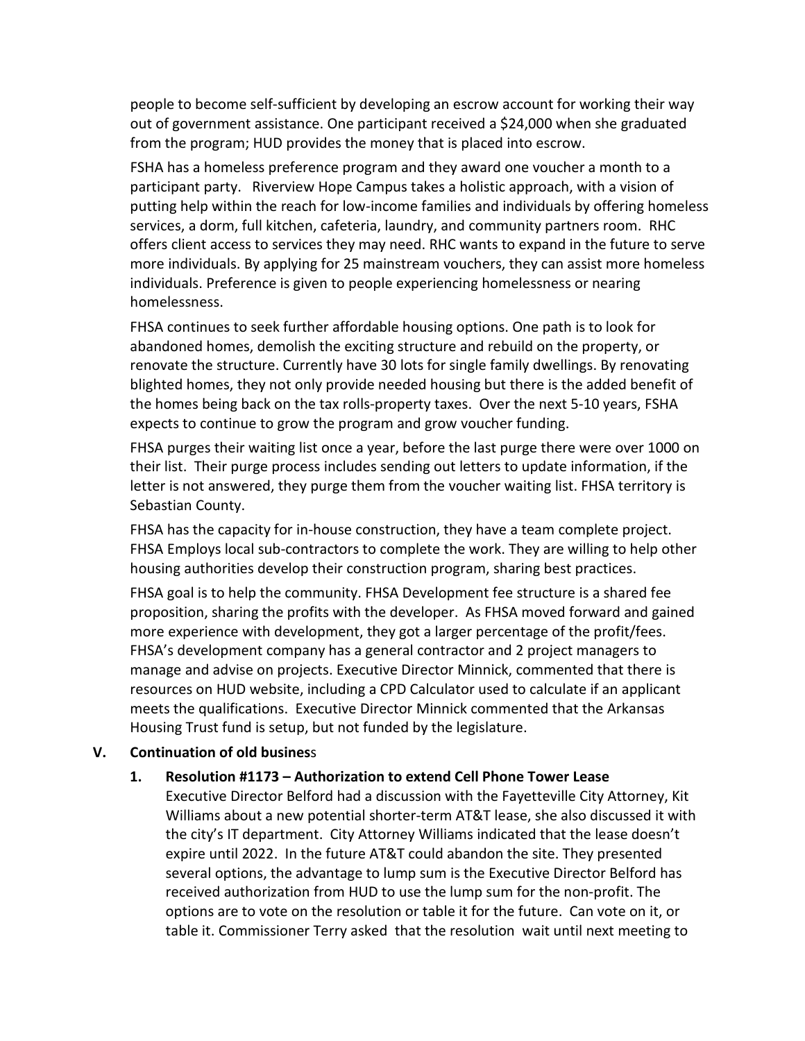people to become self-sufficient by developing an escrow account for working their way out of government assistance. One participant received a $24,000 when she graduated from the program; HUD provides the money that is placed into escrow.

FSHA has a homeless preference program and they award one voucher a month to a participant party. Riverview Hope Campus takes a holistic approach, with a vision of putting help within the reach for low-income families and individuals by offering homeless services, a dorm, full kitchen, cafeteria, laundry, and community partners room. RHC offers client access to services they may need. RHC wants to expand in the future to serve more individuals. By applying for 25 mainstream vouchers, they can assist more homeless individuals. Preference is given to people experiencing homelessness or nearing homelessness.

FHSA continues to seek further affordable housing options. One path is to look for abandoned homes, demolish the exciting structure and rebuild on the property, or renovate the structure. Currently have 30 lots for single family dwellings. By renovating blighted homes, they not only provide needed housing but there is the added benefit of the homes being back on the tax rolls-property taxes. Over the next 5-10 years, FSHA expects to continue to grow the program and grow voucher funding.

FHSA purges their waiting list once a year, before the last purge there were over 1000 on their list. Their purge process includes sending out letters to update information, if the letter is not answered, they purge them from the voucher waiting list. FHSA territory is Sebastian County.

FHSA has the capacity for in-house construction, they have a team complete project. FHSA Employs local sub-contractors to complete the work. They are willing to help other housing authorities develop their construction program, sharing best practices.

FHSA goal is to help the community. FHSA Development fee structure is a shared fee proposition, sharing the profits with the developer. As FHSA moved forward and gained more experience with development, they got a larger percentage of the profit/fees. FHSA's development company has a general contractor and 2 project managers to manage and advise on projects. Executive Director Minnick, commented that there is resources on HUD website, including a CPD Calculator used to calculate if an applicant meets the qualifications. Executive Director Minnick commented that the Arkansas Housing Trust fund is setup, but not funded by the legislature.

## V. Continuation of old business

### 1. Resolution #1173 – Authorization to extend Cell Phone Tower Lease

Executive Director Belford had a discussion with the Fayetteville City Attorney, Kit Williams about a new potential shorter-term AT&T lease, she also discussed it with the city's IT department. City Attorney Williams indicated that the lease doesn't expire until 2022. In the future AT&T could abandon the site. They presented several options, the advantage to lump sum is the Executive Director Belford has received authorization from HUD to use the lump sum for the non-profit. The options are to vote on the resolution or table it for the future. Can vote on it, or table it. Commissioner Terry asked that the resolution wait until next meeting to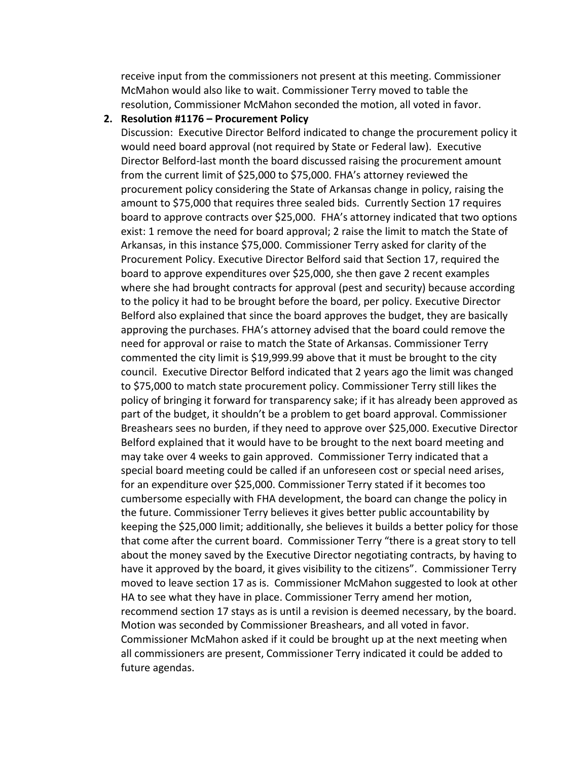receive input from the commissioners not present at this meeting. Commissioner McMahon would also like to wait. Commissioner Terry moved to table the resolution, Commissioner McMahon seconded the motion, all voted in favor.

2. **Resolution #1176 – Procurement Policy**

   Discussion: Executive Director Belford indicated to change the procurement policy it would need board approval (not required by State or Federal law). Executive Director Belford-last month the board discussed raising the procurement amount from the current limit of $25,000 to $75,000. FHA's attorney reviewed the procurement policy considering the State of Arkansas change in policy, raising the amount to $75,000 that requires three sealed bids. Currently Section 17 requires board to approve contracts over $25,000. FHA's attorney indicated that two options exist: 1 remove the need for board approval; 2 raise the limit to match the State of Arkansas, in this instance $75,000. Commissioner Terry asked for clarity of the Procurement Policy. Executive Director Belford said that Section 17, required the board to approve expenditures over $25,000, she then gave 2 recent examples where she had brought contracts for approval (pest and security) because according to the policy it had to be brought before the board, per policy. Executive Director Belford also explained that since the board approves the budget, they are basically approving the purchases. FHA's attorney advised that the board could remove the need for approval or raise to match the State of Arkansas. Commissioner Terry commented the city limit is $19,999.99 above that it must be brought to the city council. Executive Director Belford indicated that 2 years ago the limit was changed to $75,000 to match state procurement policy. Commissioner Terry still likes the policy of bringing it forward for transparency sake; if it has already been approved as part of the budget, it shouldn't be a problem to get board approval. Commissioner Breashears sees no burden, if they need to approve over $25,000. Executive Director Belford explained that it would have to be brought to the next board meeting and may take over 4 weeks to gain approved. Commissioner Terry indicated that a special board meeting could be called if an unforeseen cost or special need arises, for an expenditure over $25,000. Commissioner Terry stated if it becomes too cumbersome especially with FHA development, the board can change the policy in the future. Commissioner Terry believes it gives better public accountability by keeping the $25,000 limit; additionally, she believes it builds a better policy for those that come after the current board. Commissioner Terry "there is a great story to tell about the money saved by the Executive Director negotiating contracts, by having to have it approved by the board, it gives visibility to the citizens". Commissioner Terry moved to leave section 17 as is. Commissioner McMahon suggested to look at other HA to see what they have in place. Commissioner Terry amend her motion, recommend section 17 stays as is until a revision is deemed necessary, by the board. Motion was seconded by Commissioner Breashears, and all voted in favor. Commissioner McMahon asked if it could be brought up at the next meeting when all commissioners are present, Commissioner Terry indicated it could be added to future agendas.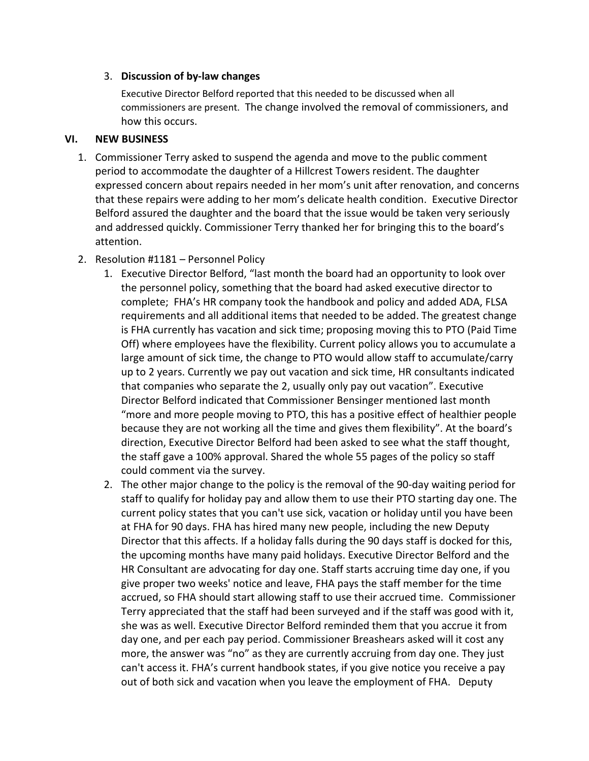3. **Discussion of by-law changes**

   Executive Director Belford reported that this needed to be discussed when all commissioners are present. The change involved the removal of commissioners, and how this occurs.

## VI. NEW BUSINESS

1. Commissioner Terry asked to suspend the agenda and move to the public comment period to accommodate the daughter of a Hillcrest Towers resident. The daughter expressed concern about repairs needed in her mom's unit after renovation, and concerns that these repairs were adding to her mom's delicate health condition. Executive Director Belford assured the daughter and the board that the issue would be taken very seriously and addressed quickly. Commissioner Terry thanked her for bringing this to the board's attention.
2. Resolution #1181 – Personnel Policy
   1. Executive Director Belford, "last month the board had an opportunity to look over the personnel policy, something that the board had asked executive director to complete; FHA's HR company took the handbook and policy and added ADA, FLSA requirements and all additional items that needed to be added. The greatest change is FHA currently has vacation and sick time; proposing moving this to PTO (Paid Time Off) where employees have the flexibility. Current policy allows you to accumulate a large amount of sick time, the change to PTO would allow staff to accumulate/carry up to 2 years. Currently we pay out vacation and sick time, HR consultants indicated that companies who separate the 2, usually only pay out vacation". Executive Director Belford indicated that Commissioner Bensinger mentioned last month "more and more people moving to PTO, this has a positive effect of healthier people because they are not working all the time and gives them flexibility". At the board's direction, Executive Director Belford had been asked to see what the staff thought, the staff gave a 100% approval. Shared the whole 55 pages of the policy so staff could comment via the survey.
   2. The other major change to the policy is the removal of the 90-day waiting period for staff to qualify for holiday pay and allow them to use their PTO starting day one. The current policy states that you can't use sick, vacation or holiday until you have been at FHA for 90 days. FHA has hired many new people, including the new Deputy Director that this affects. If a holiday falls during the 90 days staff is docked for this, the upcoming months have many paid holidays. Executive Director Belford and the HR Consultant are advocating for day one. Staff starts accruing time day one, if you give proper two weeks' notice and leave, FHA pays the staff member for the time accrued, so FHA should start allowing staff to use their accrued time. Commissioner Terry appreciated that the staff had been surveyed and if the staff was good with it, she was as well. Executive Director Belford reminded them that you accrue it from day one, and per each pay period. Commissioner Breashears asked will it cost any more, the answer was "no" as they are currently accruing from day one. They just can't access it. FHA's current handbook states, if you give notice you receive a pay out of both sick and vacation when you leave the employment of FHA. Deputy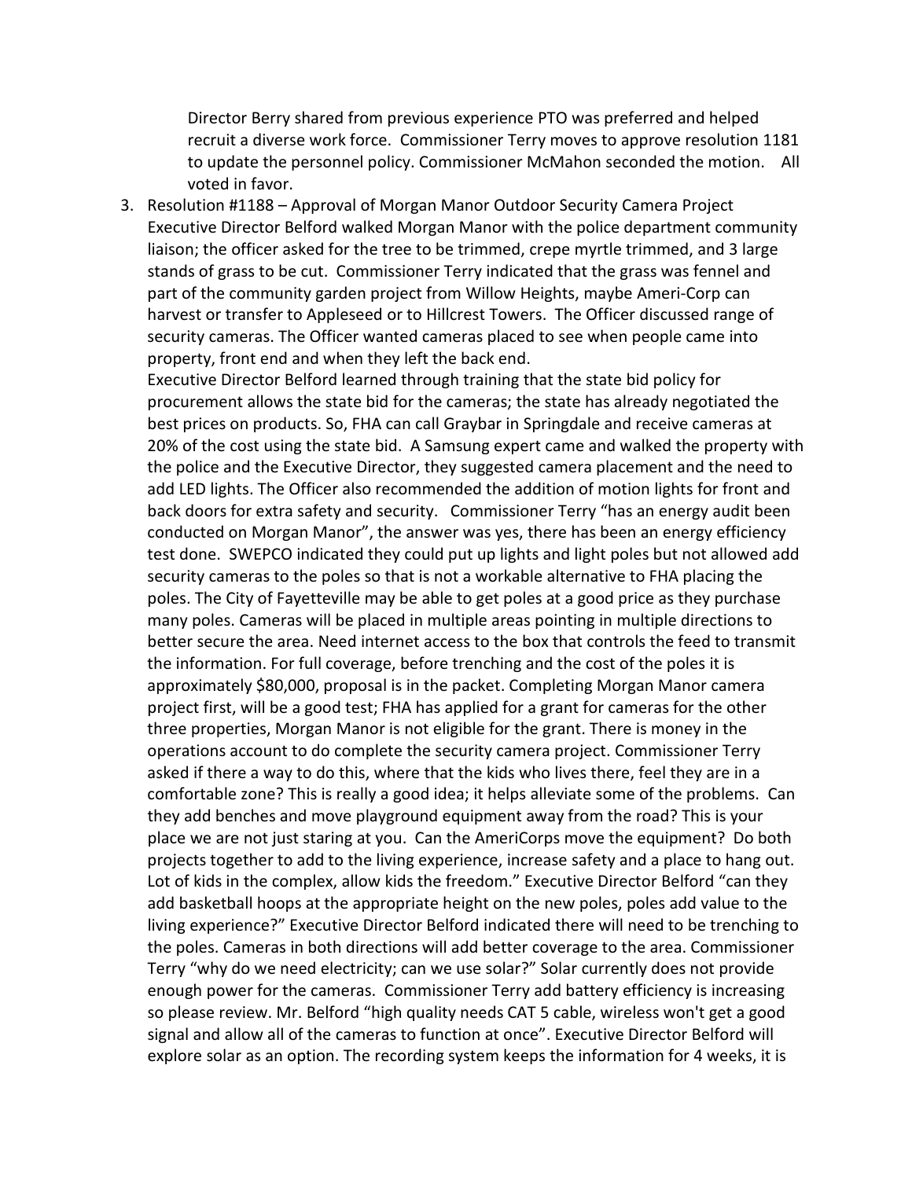Director Berry shared from previous experience PTO was preferred and helped recruit a diverse work force. Commissioner Terry moves to approve resolution 1181 to update the personnel policy. Commissioner McMahon seconded the motion. All voted in favor.

3. Resolution #1188 – Approval of Morgan Manor Outdoor Security Camera Project
   Executive Director Belford walked Morgan Manor with the police department community liaison; the officer asked for the tree to be trimmed, crepe myrtle trimmed, and 3 large stands of grass to be cut. Commissioner Terry indicated that the grass was fennel and part of the community garden project from Willow Heights, maybe Ameri-Corp can harvest or transfer to Appleseed or to Hillcrest Towers. The Officer discussed range of security cameras. The Officer wanted cameras placed to see when people came into property, front end and when they left the back end.
   Executive Director Belford learned through training that the state bid policy for procurement allows the state bid for the cameras; the state has already negotiated the best prices on products. So, FHA can call Graybar in Springdale and receive cameras at 20% of the cost using the state bid. A Samsung expert came and walked the property with the police and the Executive Director, they suggested camera placement and the need to add LED lights. The Officer also recommended the addition of motion lights for front and back doors for extra safety and security. Commissioner Terry "has an energy audit been conducted on Morgan Manor", the answer was yes, there has been an energy efficiency test done. SWEPCO indicated they could put up lights and light poles but not allowed add security cameras to the poles so that is not a workable alternative to FHA placing the poles. The City of Fayetteville may be able to get poles at a good price as they purchase many poles. Cameras will be placed in multiple areas pointing in multiple directions to better secure the area. Need internet access to the box that controls the feed to transmit the information. For full coverage, before trenching and the cost of the poles it is approximately $80,000, proposal is in the packet. Completing Morgan Manor camera project first, will be a good test; FHA has applied for a grant for cameras for the other three properties, Morgan Manor is not eligible for the grant. There is money in the operations account to do complete the security camera project. Commissioner Terry asked if there a way to do this, where that the kids who lives there, feel they are in a comfortable zone? This is really a good idea; it helps alleviate some of the problems. Can they add benches and move playground equipment away from the road? This is your place we are not just staring at you. Can the AmeriCorps move the equipment? Do both projects together to add to the living experience, increase safety and a place to hang out. Lot of kids in the complex, allow kids the freedom." Executive Director Belford "can they add basketball hoops at the appropriate height on the new poles, poles add value to the living experience?" Executive Director Belford indicated there will need to be trenching to the poles. Cameras in both directions will add better coverage to the area. Commissioner Terry "why do we need electricity; can we use solar?" Solar currently does not provide enough power for the cameras. Commissioner Terry add battery efficiency is increasing so please review. Mr. Belford "high quality needs CAT 5 cable, wireless won't get a good signal and allow all of the cameras to function at once". Executive Director Belford will explore solar as an option. The recording system keeps the information for 4 weeks, it is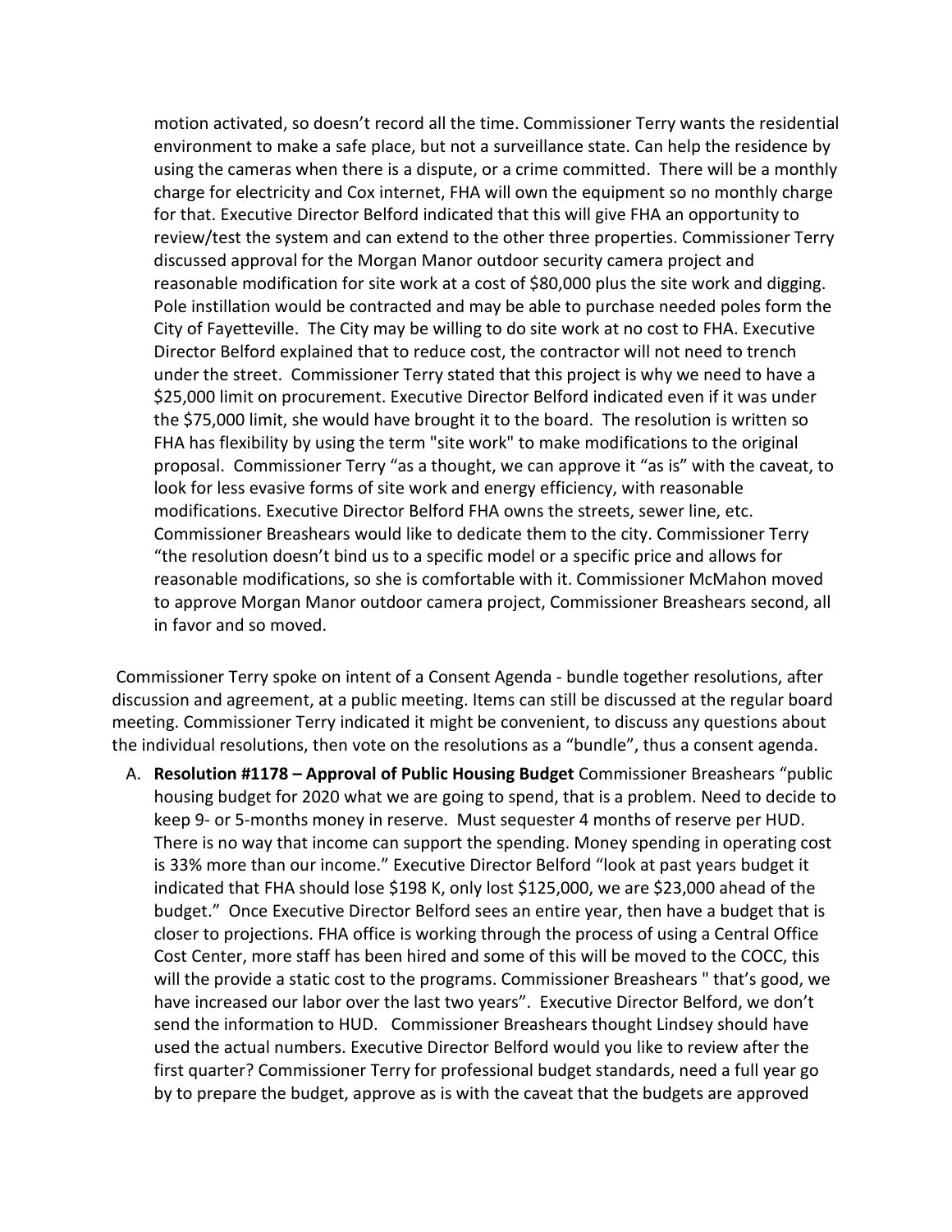motion activated, so doesn't record all the time. Commissioner Terry wants the residential environment to make a safe place, but not a surveillance state. Can help the residence by using the cameras when there is a dispute, or a crime committed. There will be a monthly charge for electricity and Cox internet, FHA will own the equipment so no monthly charge for that. Executive Director Belford indicated that this will give FHA an opportunity to review/test the system and can extend to the other three properties. Commissioner Terry discussed approval for the Morgan Manor outdoor security camera project and reasonable modification for site work at a cost of $80,000 plus the site work and digging. Pole instillation would be contracted and may be able to purchase needed poles form the City of Fayetteville. The City may be willing to do site work at no cost to FHA. Executive Director Belford explained that to reduce cost, the contractor will not need to trench under the street. Commissioner Terry stated that this project is why we need to have a $25,000 limit on procurement. Executive Director Belford indicated even if it was under the $75,000 limit, she would have brought it to the board. The resolution is written so FHA has flexibility by using the term "site work" to make modifications to the original proposal. Commissioner Terry "as a thought, we can approve it "as is" with the caveat, to look for less evasive forms of site work and energy efficiency, with reasonable modifications. Executive Director Belford FHA owns the streets, sewer line, etc. Commissioner Breashears would like to dedicate them to the city. Commissioner Terry "the resolution doesn't bind us to a specific model or a specific price and allows for reasonable modifications, so she is comfortable with it. Commissioner McMahon moved to approve Morgan Manor outdoor camera project, Commissioner Breashears second, all in favor and so moved.

Commissioner Terry spoke on intent of a Consent Agenda - bundle together resolutions, after discussion and agreement, at a public meeting. Items can still be discussed at the regular board meeting. Commissioner Terry indicated it might be convenient, to discuss any questions about the individual resolutions, then vote on the resolutions as a "bundle", thus a consent agenda.

A. **Resolution #1178 – Approval of Public Housing Budget** Commissioner Breashears "public housing budget for 2020 what we are going to spend, that is a problem. Need to decide to keep 9- or 5-months money in reserve. Must sequester 4 months of reserve per HUD. There is no way that income can support the spending. Money spending in operating cost is 33% more than our income." Executive Director Belford "look at past years budget it indicated that FHA should lose $198 K, only lost $125,000, we are $23,000 ahead of the budget." Once Executive Director Belford sees an entire year, then have a budget that is closer to projections. FHA office is working through the process of using a Central Office Cost Center, more staff has been hired and some of this will be moved to the COCC, this will the provide a static cost to the programs. Commissioner Breashears " that's good, we have increased our labor over the last two years". Executive Director Belford, we don't send the information to HUD. Commissioner Breashears thought Lindsey should have used the actual numbers. Executive Director Belford would you like to review after the first quarter? Commissioner Terry for professional budget standards, need a full year go by to prepare the budget, approve as is with the caveat that the budgets are approved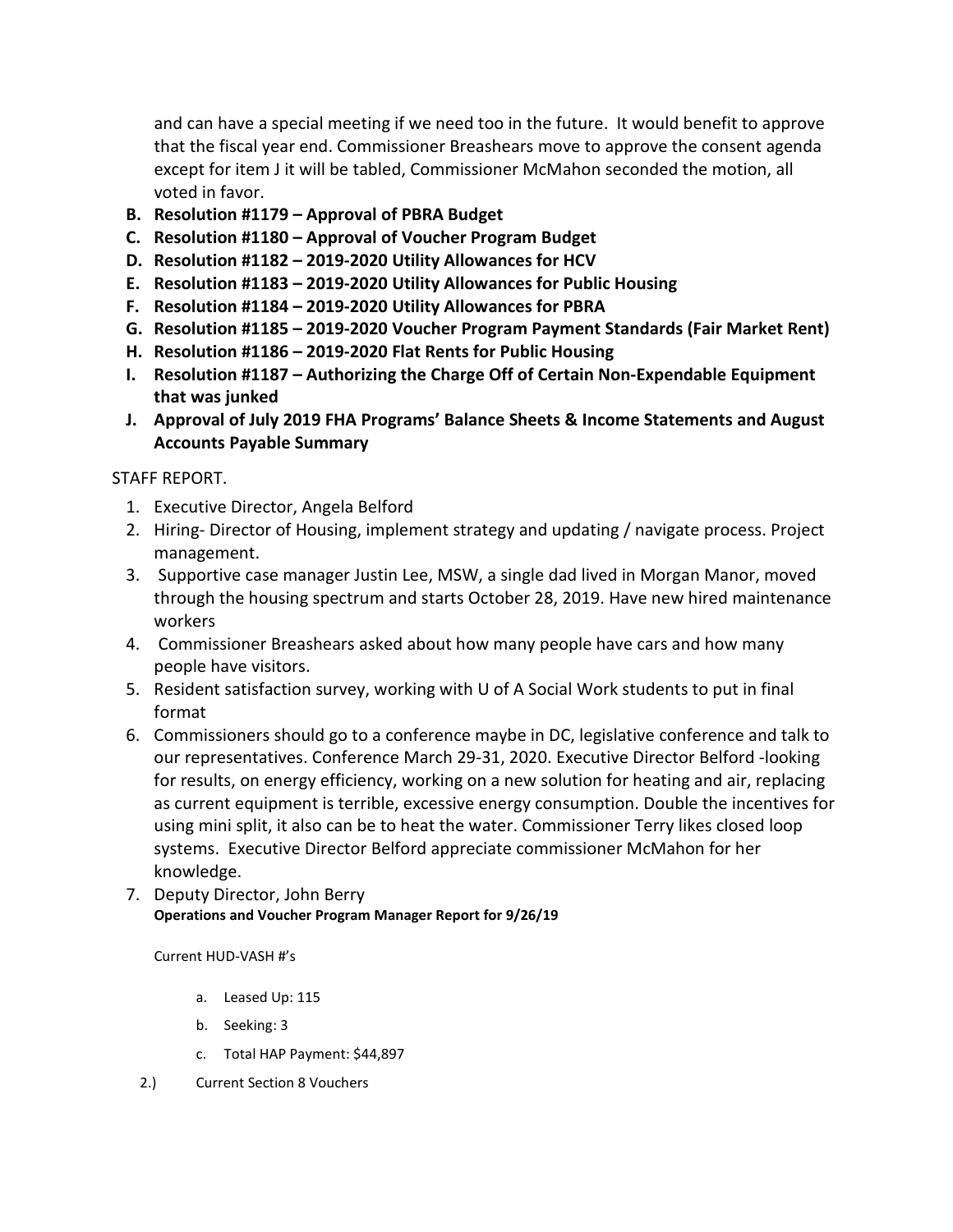and can have a special meeting if we need too in the future. It would benefit to approve that the fiscal year end. Commissioner Breashears move to approve the consent agenda except for item J it will be tabled, Commissioner McMahon seconded the motion, all voted in favor.

- **B. Resolution #1179 – Approval of PBRA Budget**
- **C. Resolution #1180 – Approval of Voucher Program Budget**
- **D. Resolution #1182 – 2019-2020 Utility Allowances for HCV**
- **E. Resolution #1183 – 2019-2020 Utility Allowances for Public Housing**
- **F. Resolution #1184 – 2019-2020 Utility Allowances for PBRA**
- **G. Resolution #1185 – 2019-2020 Voucher Program Payment Standards (Fair Market Rent)**
- **H. Resolution #1186 – 2019-2020 Flat Rents for Public Housing**
- **I. Resolution #1187 – Authorizing the Charge Off of Certain Non-Expendable Equipment that was junked**
- **J. Approval of July 2019 FHA Programs' Balance Sheets & Income Statements and August Accounts Payable Summary**

STAFF REPORT.

1. Executive Director, Angela Belford
2. Hiring- Director of Housing, implement strategy and updating / navigate process. Project management.
3. Supportive case manager Justin Lee, MSW, a single dad lived in Morgan Manor, moved through the housing spectrum and starts October 28, 2019. Have new hired maintenance workers
4. Commissioner Breashears asked about how many people have cars and how many people have visitors.
5. Resident satisfaction survey, working with U of A Social Work students to put in final format
6. Commissioners should go to a conference maybe in DC, legislative conference and talk to our representatives. Conference March 29-31, 2020. Executive Director Belford -looking for results, on energy efficiency, working on a new solution for heating and air, replacing as current equipment is terrible, excessive energy consumption. Double the incentives for using mini split, it also can be to heat the water. Commissioner Terry likes closed loop systems. Executive Director Belford appreciate commissioner McMahon for her knowledge.
7. Deputy Director, John Berry

   **Operations and Voucher Program Manager Report for 9/26/19**

   Current HUD-VASH #'s

   a. Leased Up: 115
   b. Seeking: 3
   c. Total HAP Payment: $44,897

2.) Current Section 8 Vouchers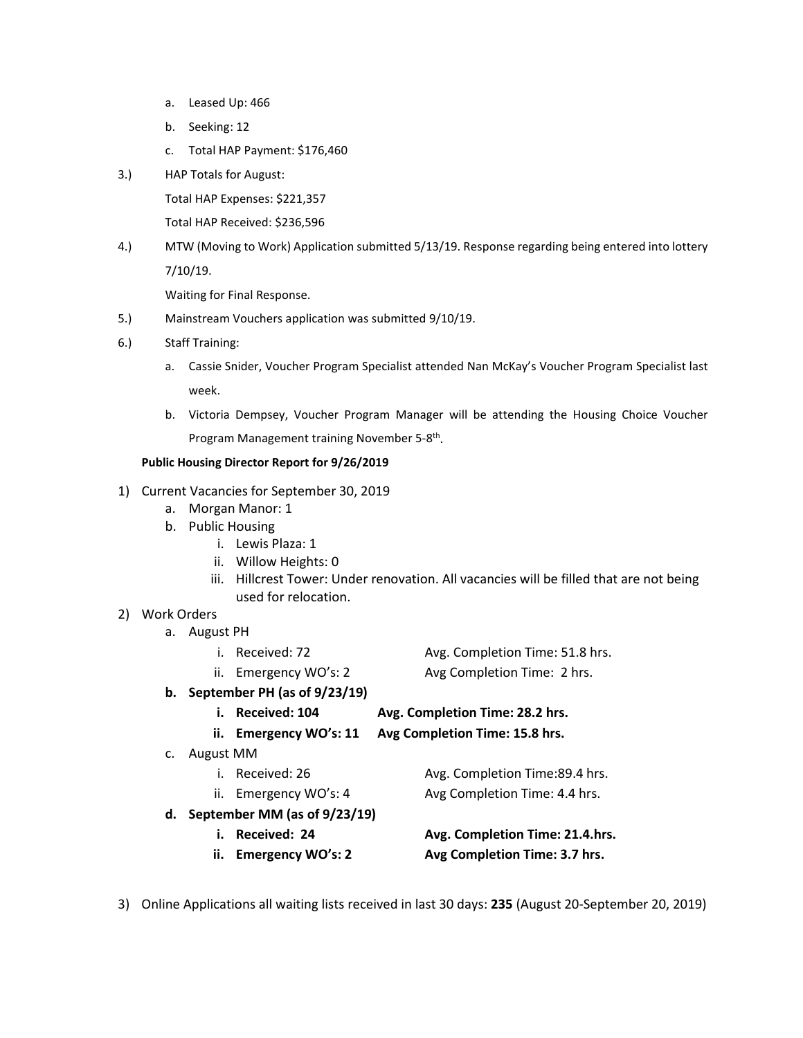a. Leased Up: 466
b. Seeking: 12
c. Total HAP Payment: $176,460

3.) HAP Totals for August:

Total HAP Expenses: $221,357

Total HAP Received: $236,596

4.) MTW (Moving to Work) Application submitted 5/13/19. Response regarding being entered into lottery 7/10/19.

Waiting for Final Response.

5.) Mainstream Vouchers application was submitted 9/10/19.

6.) Staff Training:

a. Cassie Snider, Voucher Program Specialist attended Nan McKay's Voucher Program Specialist last week.
b. Victoria Dempsey, Voucher Program Manager will be attending the Housing Choice Voucher Program Management training November 5-8th.

**Public Housing Director Report for 9/26/2019**

1) Current Vacancies for September 30, 2019
   a. Morgan Manor: 1
   b. Public Housing
      i. Lewis Plaza: 1
      ii. Willow Heights: 0
      iii. Hillcrest Tower: Under renovation. All vacancies will be filled that are not being used for relocation.
2) Work Orders
   a. August PH
      i. Received: 72 — Avg. Completion Time: 51.8 hrs.
      ii. Emergency WO's: 2 — Avg Completion Time: 2 hrs.
   **b. September PH (as of 9/23/19)**
      **i. Received: 104 — Avg. Completion Time: 28.2 hrs.**
      **ii. Emergency WO's: 11 — Avg Completion Time: 15.8 hrs.**
   c. August MM
      i. Received: 26 — Avg. Completion Time:89.4 hrs.
      ii. Emergency WO's: 4 — Avg Completion Time: 4.4 hrs.
   **d. September MM (as of 9/23/19)**
      **i. Received: 24 — Avg. Completion Time: 21.4.hrs.**
      **ii. Emergency WO's: 2 — Avg Completion Time: 3.7 hrs.**

3) Online Applications all waiting lists received in last 30 days: **235** (August 20-September 20, 2019)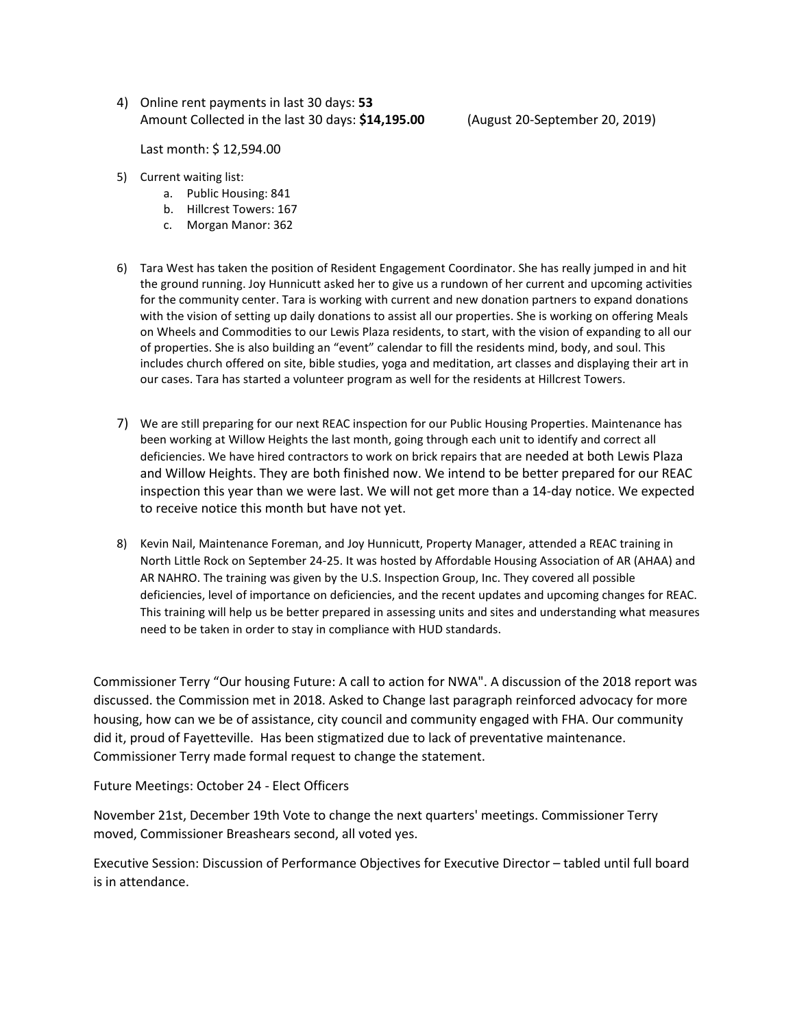4) Online rent payments in last 30 days: **53**
   Amount Collected in the last 30 days: **$14,195.00** (August 20-September 20, 2019)

   Last month: $ 12,594.00

5) Current waiting list:
   a. Public Housing: 841
   b. Hillcrest Towers: 167
   c. Morgan Manor: 362

6) Tara West has taken the position of Resident Engagement Coordinator. She has really jumped in and hit the ground running. Joy Hunnicutt asked her to give us a rundown of her current and upcoming activities for the community center. Tara is working with current and new donation partners to expand donations with the vision of setting up daily donations to assist all our properties. She is working on offering Meals on Wheels and Commodities to our Lewis Plaza residents, to start, with the vision of expanding to all our of properties. She is also building an "event" calendar to fill the residents mind, body, and soul. This includes church offered on site, bible studies, yoga and meditation, art classes and displaying their art in our cases. Tara has started a volunteer program as well for the residents at Hillcrest Towers.

7) We are still preparing for our next REAC inspection for our Public Housing Properties. Maintenance has been working at Willow Heights the last month, going through each unit to identify and correct all deficiencies. We have hired contractors to work on brick repairs that are needed at both Lewis Plaza and Willow Heights. They are both finished now. We intend to be better prepared for our REAC inspection this year than we were last. We will not get more than a 14-day notice. We expected to receive notice this month but have not yet.

8) Kevin Nail, Maintenance Foreman, and Joy Hunnicutt, Property Manager, attended a REAC training in North Little Rock on September 24-25. It was hosted by Affordable Housing Association of AR (AHAA) and AR NAHRO. The training was given by the U.S. Inspection Group, Inc. They covered all possible deficiencies, level of importance on deficiencies, and the recent updates and upcoming changes for REAC. This training will help us be better prepared in assessing units and sites and understanding what measures need to be taken in order to stay in compliance with HUD standards.

Commissioner Terry "Our housing Future: A call to action for NWA". A discussion of the 2018 report was discussed. the Commission met in 2018. Asked to Change last paragraph reinforced advocacy for more housing, how can we be of assistance, city council and community engaged with FHA. Our community did it, proud of Fayetteville. Has been stigmatized due to lack of preventative maintenance. Commissioner Terry made formal request to change the statement.

Future Meetings: October 24 - Elect Officers

November 21st, December 19th Vote to change the next quarters' meetings. Commissioner Terry moved, Commissioner Breashears second, all voted yes.

Executive Session: Discussion of Performance Objectives for Executive Director – tabled until full board is in attendance.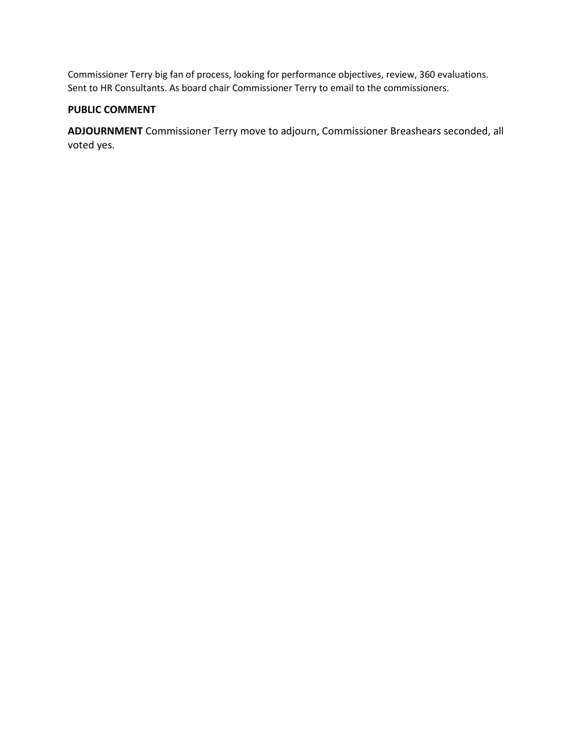Commissioner Terry big fan of process, looking for performance objectives, review, 360 evaluations. Sent to HR Consultants. As board chair Commissioner Terry to email to the commissioners.

**PUBLIC COMMENT**

**ADJOURNMENT** Commissioner Terry move to adjourn, Commissioner Breashears seconded, all voted yes.